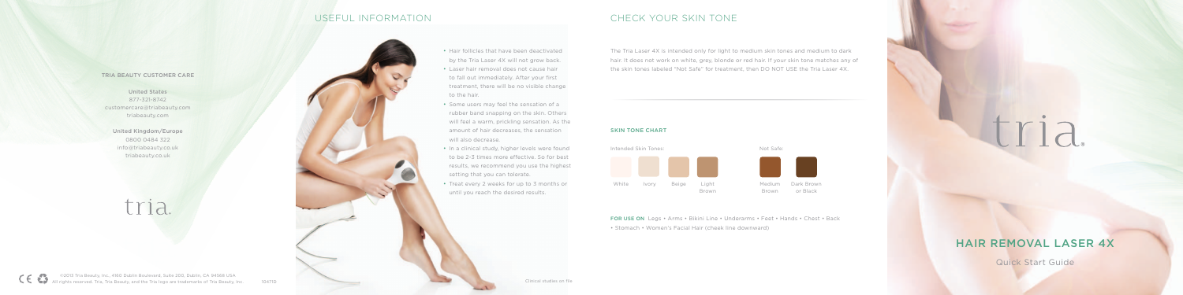**TRIA BEAUTY CUSTOMER CARE**

**United States**
877-321-8742
customercare@triabeauty.com
triabeauty.com

**United Kingdom/Europe**
0800 0484 322
info@triabeauty.co.uk
triabeauty.co.uk

tria.

©2013 Tria Beauty, Inc., 4160 Dublin Boulevard, Suite 200, Dublin, CA 94568 USA
All rights reserved. Tria, Tria Beauty, and the Tria logo are trademarks of Tria Beauty, Inc. 104710

## USEFUL INFORMATION

- Hair follicles that have been deactivated by the Tria Laser 4X will not grow back.
- Laser hair removal does not cause hair to fall out immediately. After your first treatment, there will be no visible change to the hair.
- Some users may feel the sensation of a rubber band snapping on the skin. Others will feel a warm, prickling sensation. As the amount of hair decreases, the sensation will also decrease.
- In a clinical study, higher levels were found to be 2-3 times more effective. So for best results, we recommend you use the highest setting that you can tolerate.
- Treat every 2 weeks for up to 3 months or until you reach the desired results.

Clinical studies on file

## CHECK YOUR SKIN TONE

The Tria Laser 4X is intended only for light to medium skin tones and medium to dark hair. It does not work on white, grey, blonde or red hair. If your skin tone matches any of the skin tones labeled "Not Safe" for treatment, then DO NOT USE the Tria Laser 4X.

### SKIN TONE CHART

Intended Skin Tones: White, Ivory, Beige, Light Brown

Not Safe: Medium Brown, Dark Brown or Black

**FOR USE ON** Legs • Arms • Bikini Line • Underarms • Feet • Hands • Chest • Back • Stomach • Women's Facial Hair (cheek line downward)

tria.

# HAIR REMOVAL LASER 4X

Quick Start Guide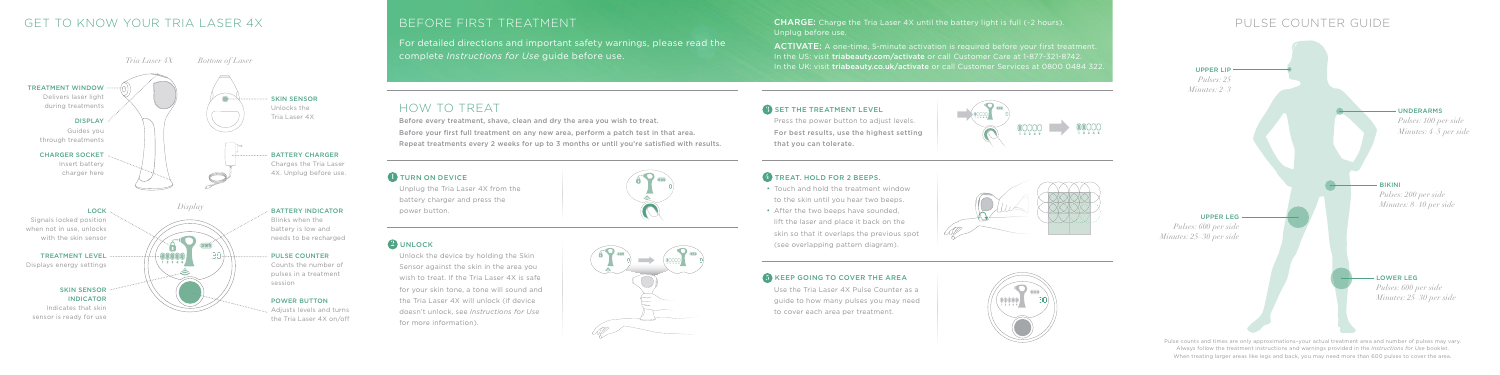## GET TO KNOW YOUR TRIA LASER 4X

*Tria Laser 4X* *Bottom of Laser*

**TREATMENT WINDOW**
Delivers laser light during treatments

**DISPLAY**
Guides you through treatments

**CHARGER SOCKET**
Insert battery charger here

**SKIN SENSOR**
Unlocks the Tria Laser 4X

**BATTERY CHARGER**
Charges the Tria Laser 4X. Unplug before use.

*Display*

**LOCK**
Signals locked position when not in use, unlocks with the skin sensor

**TREATMENT LEVEL**
Displays energy settings

**SKIN SENSOR INDICATOR**
Indicates that skin sensor is ready for use

**BATTERY INDICATOR**
Blinks when the battery is low and needs to be recharged

**PULSE COUNTER**
Counts the number of pulses in a treatment session

**POWER BUTTON**
Adjusts levels and turns the Tria Laser 4X on/off

## BEFORE FIRST TREATMENT

For detailed directions and important safety warnings, please read the complete *Instructions for Use* guide before use.

**CHARGE:** Charge the Tria Laser 4X until the battery light is full (~2 hours). Unplug before use.

**ACTIVATE:** A one-time, 5-minute activation is required before your first treatment. In the US: visit **triabeauty.com/activate** or call Customer Care at 1-877-321-8742. In the UK: visit **triabeauty.co.uk/activate** or call Customer Services at 0800 0484 322.

## HOW TO TREAT

Before every treatment, shave, clean and dry the area you wish to treat.

Before your first full treatment on any new area, perform a patch test in that area.

Repeat treatments every 2 weeks for up to 3 months or until you're satisfied with results.

### 1 TURN ON DEVICE

Unplug the Tria Laser 4X from the battery charger and press the power button.

### 2 UNLOCK

Unlock the device by holding the Skin Sensor against the skin in the area you wish to treat. If the Tria Laser 4X is safe for your skin tone, a tone will sound and the Tria Laser 4X will unlock (if device doesn't unlock, see *Instructions for Use* for more information).

### 3 SET THE TREATMENT LEVEL

Press the power button to adjust levels.

For best results, use the highest setting that you can tolerate.

### 4 TREAT. HOLD FOR 2 BEEPS.

- Touch and hold the treatment window to the skin until you hear two beeps.
- After the two beeps have sounded, lift the laser and place it back on the skin so that it overlaps the previous spot (see overlapping pattern diagram).

### 5 KEEP GOING TO COVER THE AREA

Use the Tria Laser 4X Pulse Counter as a guide to how many pulses you may need to cover each area per treatment.

## PULSE COUNTER GUIDE

**UPPER LIP**
*Pulses: 25*
*Minutes: 2–3*

**UNDERARMS**
*Pulses: 100 per side*
*Minutes: 4–5 per side*

**BIKINI**
*Pulses: 200 per side*
*Minutes: 8–10 per side*

**UPPER LEG**
*Pulses: 600 per side*
*Minutes: 25–30 per side*

**LOWER LEG**
*Pulses: 600 per side*
*Minutes: 25–30 per side*

Pulse counts and times are only approximations–your actual treatment area and number of pulses may vary. Always follow the treatment instructions and warnings provided in the *Instructions for Use* booklet. When treating larger areas like legs and back, you may need more than 600 pulses to cover the area.